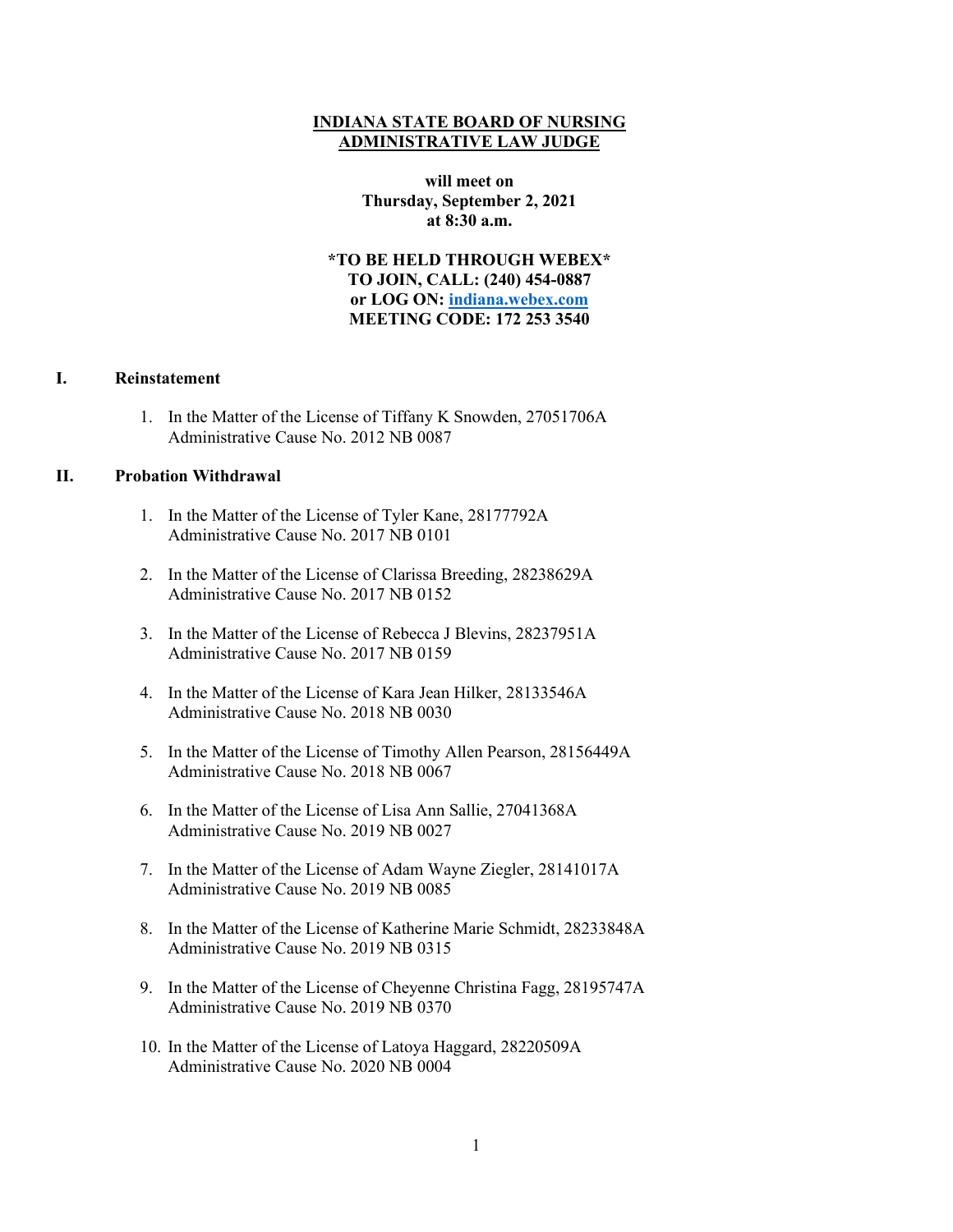**INDIANA STATE BOARD OF NURSING**
**ADMINISTRATIVE LAW JUDGE**

**will meet on**
**Thursday, September 2, 2021**
**at 8:30 a.m.**

**\*TO BE HELD THROUGH WEBEX\***
**TO JOIN, CALL: (240) 454-0887**
**or LOG ON: indiana.webex.com**
**MEETING CODE: 172 253 3540**

## I. Reinstatement

1. In the Matter of the License of Tiffany K Snowden, 27051706A
   Administrative Cause No. 2012 NB 0087

## II. Probation Withdrawal

1. In the Matter of the License of Tyler Kane, 28177792A
   Administrative Cause No. 2017 NB 0101

2. In the Matter of the License of Clarissa Breeding, 28238629A
   Administrative Cause No. 2017 NB 0152

3. In the Matter of the License of Rebecca J Blevins, 28237951A
   Administrative Cause No. 2017 NB 0159

4. In the Matter of the License of Kara Jean Hilker, 28133546A
   Administrative Cause No. 2018 NB 0030

5. In the Matter of the License of Timothy Allen Pearson, 28156449A
   Administrative Cause No. 2018 NB 0067

6. In the Matter of the License of Lisa Ann Sallie, 27041368A
   Administrative Cause No. 2019 NB 0027

7. In the Matter of the License of Adam Wayne Ziegler, 28141017A
   Administrative Cause No. 2019 NB 0085

8. In the Matter of the License of Katherine Marie Schmidt, 28233848A
   Administrative Cause No. 2019 NB 0315

9. In the Matter of the License of Cheyenne Christina Fagg, 28195747A
   Administrative Cause No. 2019 NB 0370

10. In the Matter of the License of Latoya Haggard, 28220509A
    Administrative Cause No. 2020 NB 0004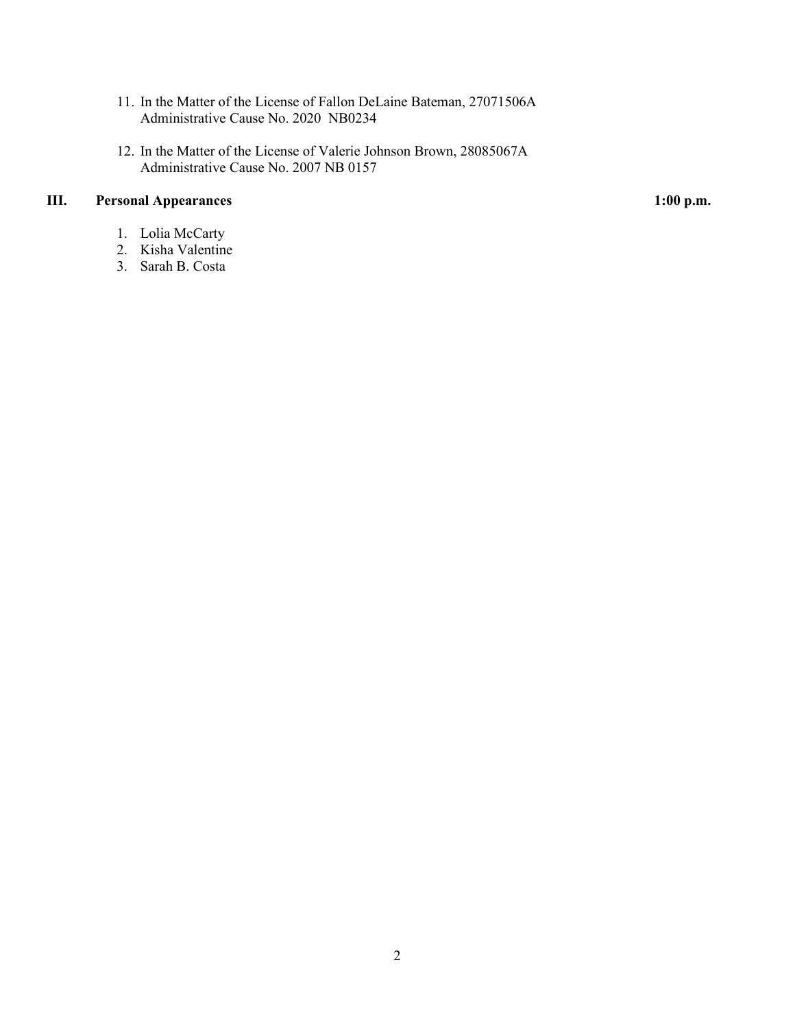11. In the Matter of the License of Fallon DeLaine Bateman, 27071506A
    Administrative Cause No. 2020  NB0234

12. In the Matter of the License of Valerie Johnson Brown, 28085067A
    Administrative Cause No. 2007 NB 0157

## III. Personal Appearances 1:00 p.m.

1. Lolia McCarty
2. Kisha Valentine
3. Sarah B. Costa